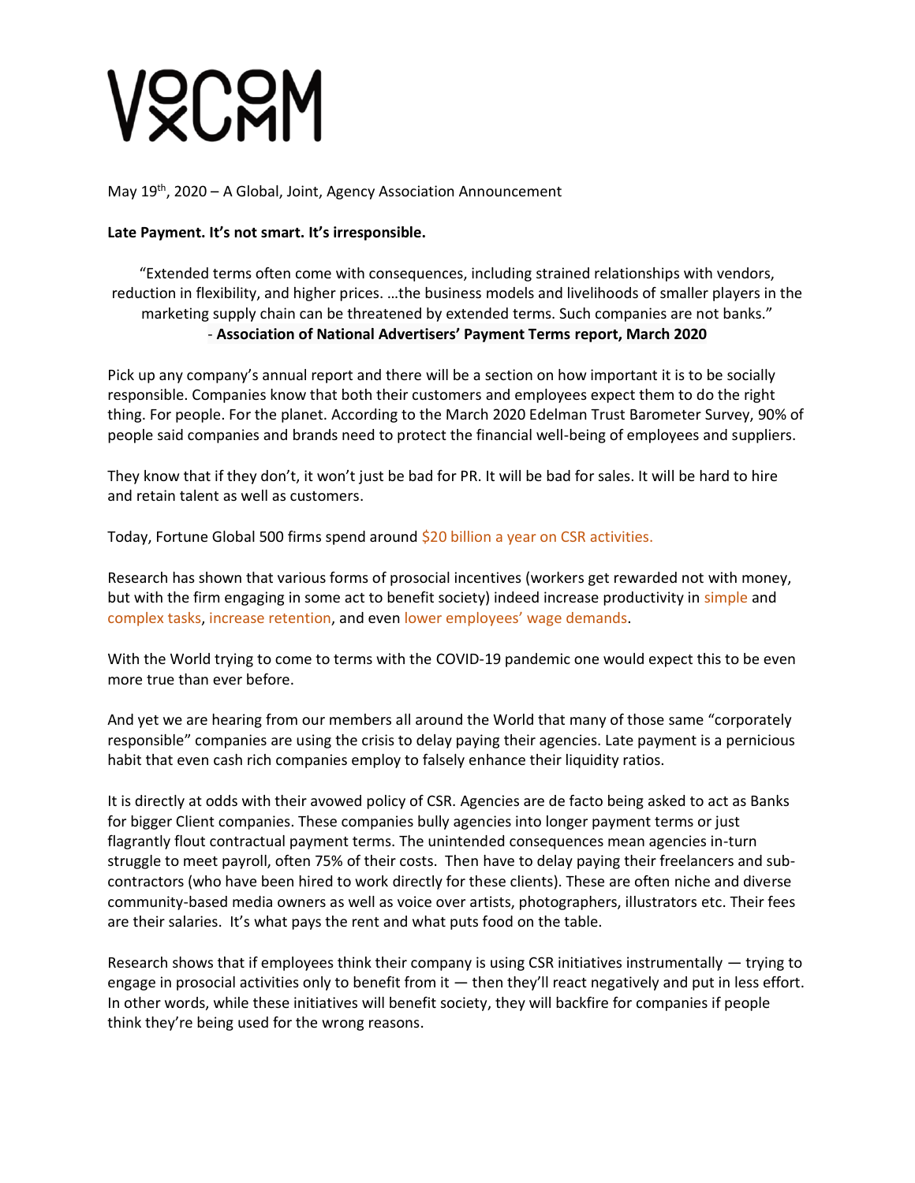# VOXCOMM

May 19th, 2020 – A Global, Joint, Agency Association Announcement

**Late Payment. It's not smart. It's irresponsible.**

"Extended terms often come with consequences, including strained relationships with vendors, reduction in flexibility, and higher prices. …the business models and livelihoods of smaller players in the marketing supply chain can be threatened by extended terms. Such companies are not banks."
- **Association of National Advertisers' Payment Terms report, March 2020**

Pick up any company's annual report and there will be a section on how important it is to be socially responsible. Companies know that both their customers and employees expect them to do the right thing. For people. For the planet. According to the March 2020 Edelman Trust Barometer Survey, 90% of people said companies and brands need to protect the financial well-being of employees and suppliers.

They know that if they don't, it won't just be bad for PR. It will be bad for sales. It will be hard to hire and retain talent as well as customers.

Today, Fortune Global 500 firms spend around $20 billion a year on CSR activities.

Research has shown that various forms of prosocial incentives (workers get rewarded not with money, but with the firm engaging in some act to benefit society) indeed increase productivity in simple and complex tasks, increase retention, and even lower employees' wage demands.

With the World trying to come to terms with the COVID-19 pandemic one would expect this to be even more true than ever before.

And yet we are hearing from our members all around the World that many of those same "corporately responsible" companies are using the crisis to delay paying their agencies. Late payment is a pernicious habit that even cash rich companies employ to falsely enhance their liquidity ratios.

It is directly at odds with their avowed policy of CSR. Agencies are de facto being asked to act as Banks for bigger Client companies. These companies bully agencies into longer payment terms or just flagrantly flout contractual payment terms. The unintended consequences mean agencies in-turn struggle to meet payroll, often 75% of their costs. Then have to delay paying their freelancers and sub-contractors (who have been hired to work directly for these clients). These are often niche and diverse community-based media owners as well as voice over artists, photographers, illustrators etc. Their fees are their salaries. It's what pays the rent and what puts food on the table.

Research shows that if employees think their company is using CSR initiatives instrumentally — trying to engage in prosocial activities only to benefit from it — then they'll react negatively and put in less effort. In other words, while these initiatives will benefit society, they will backfire for companies if people think they're being used for the wrong reasons.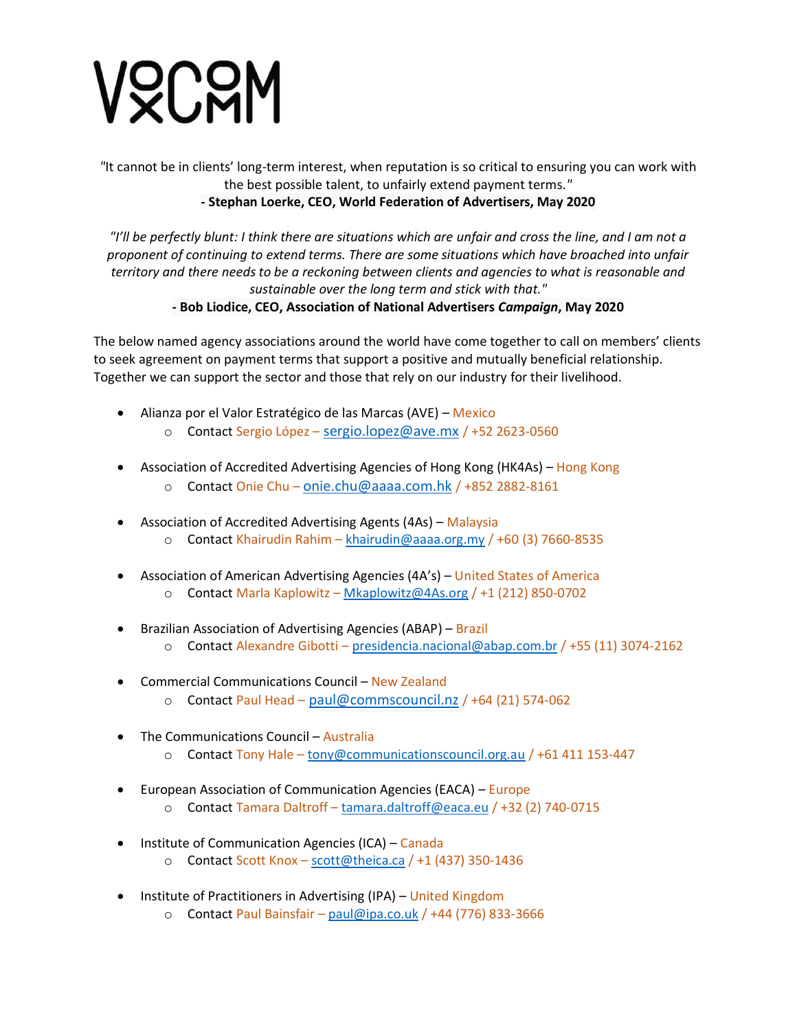# VOXCOMM

"It cannot be in clients' long-term interest, when reputation is so critical to ensuring you can work with the best possible talent, to unfairly extend payment terms."
**- Stephan Loerke, CEO, World Federation of Advertisers, May 2020**

*"I'll be perfectly blunt: I think there are situations which are unfair and cross the line, and I am not a proponent of continuing to extend terms. There are some situations which have broached into unfair territory and there needs to be a reckoning between clients and agencies to what is reasonable and sustainable over the long term and stick with that."*
**- Bob Liodice, CEO, Association of National Advertisers *Campaign*, May 2020**

The below named agency associations around the world have come together to call on members' clients to seek agreement on payment terms that support a positive and mutually beneficial relationship. Together we can support the sector and those that rely on our industry for their livelihood.

- Alianza por el Valor Estratégico de las Marcas (AVE) – Mexico
  - Contact Sergio López – sergio.lopez@ave.mx / +52 2623-0560
- Association of Accredited Advertising Agencies of Hong Kong (HK4As) – Hong Kong
  - Contact Onie Chu – onie.chu@aaaa.com.hk / +852 2882-8161
- Association of Accredited Advertising Agents (4As) – Malaysia
  - Contact Khairudin Rahim – khairudin@aaaa.org.my / +60 (3) 7660-8535
- Association of American Advertising Agencies (4A's) – United States of America
  - Contact Marla Kaplowitz – Mkaplowitz@4As.org / +1 (212) 850-0702
- Brazilian Association of Advertising Agencies (ABAP) – Brazil
  - Contact Alexandre Gibotti – presidencia.nacional@abap.com.br / +55 (11) 3074-2162
- Commercial Communications Council – New Zealand
  - Contact Paul Head – paul@commscouncil.nz / +64 (21) 574-062
- The Communications Council – Australia
  - Contact Tony Hale – tony@communicationscouncil.org.au / +61 411 153-447
- European Association of Communication Agencies (EACA) – Europe
  - Contact Tamara Daltroff – tamara.daltroff@eaca.eu / +32 (2) 740-0715
- Institute of Communication Agencies (ICA) – Canada
  - Contact Scott Knox – scott@theica.ca / +1 (437) 350-1436
- Institute of Practitioners in Advertising (IPA) – United Kingdom
  - Contact Paul Bainsfair – paul@ipa.co.uk / +44 (776) 833-3666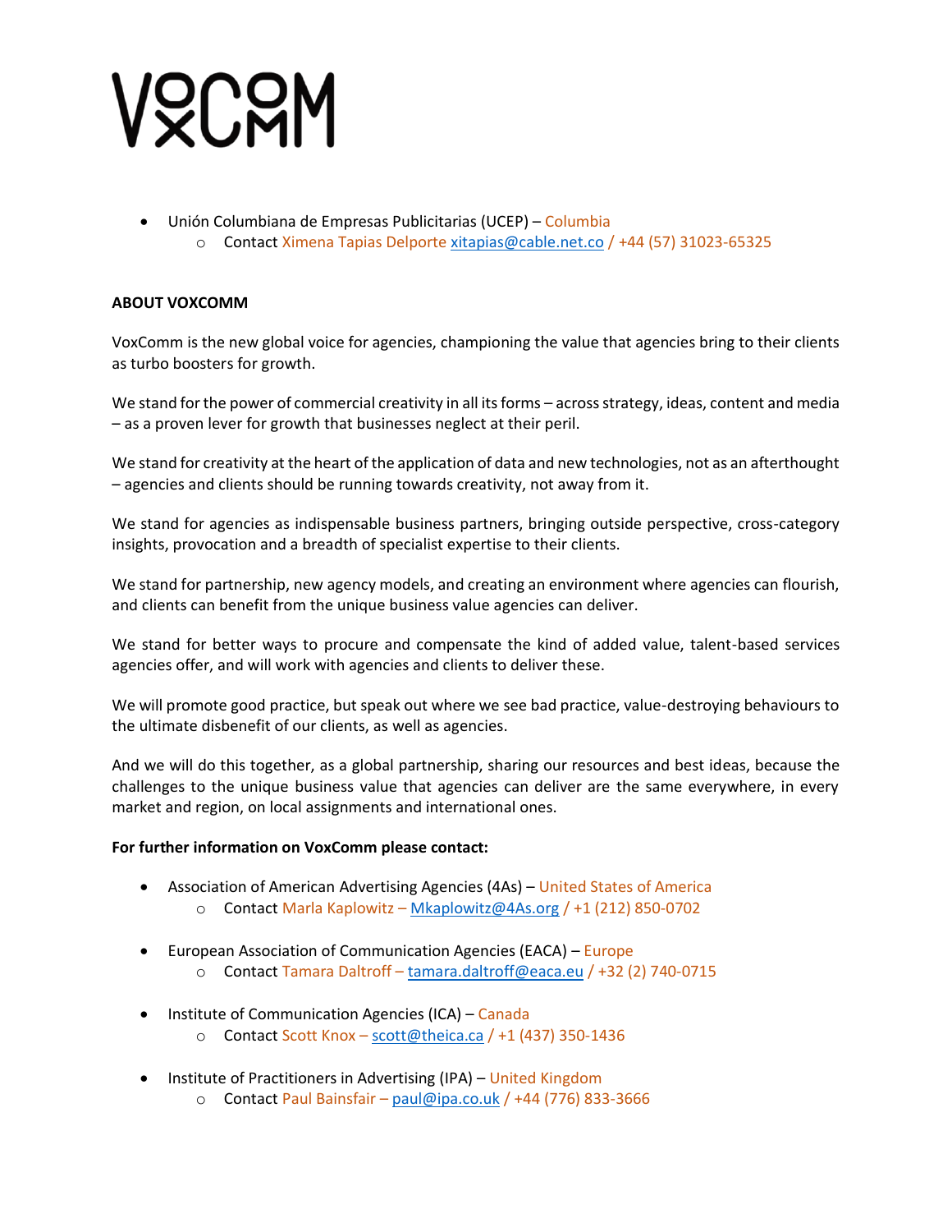- Unión Columbiana de Empresas Publicitarias (UCEP) – Columbia
  - Contact Ximena Tapias Delporte xitapias@cable.net.co / +44 (57) 31023-65325

**ABOUT VOXCOMM**

VoxComm is the new global voice for agencies, championing the value that agencies bring to their clients as turbo boosters for growth.

We stand for the power of commercial creativity in all its forms – across strategy, ideas, content and media – as a proven lever for growth that businesses neglect at their peril.

We stand for creativity at the heart of the application of data and new technologies, not as an afterthought – agencies and clients should be running towards creativity, not away from it.

We stand for agencies as indispensable business partners, bringing outside perspective, cross-category insights, provocation and a breadth of specialist expertise to their clients.

We stand for partnership, new agency models, and creating an environment where agencies can flourish, and clients can benefit from the unique business value agencies can deliver.

We stand for better ways to procure and compensate the kind of added value, talent-based services agencies offer, and will work with agencies and clients to deliver these.

We will promote good practice, but speak out where we see bad practice, value-destroying behaviours to the ultimate disbenefit of our clients, as well as agencies.

And we will do this together, as a global partnership, sharing our resources and best ideas, because the challenges to the unique business value that agencies can deliver are the same everywhere, in every market and region, on local assignments and international ones.

**For further information on VoxComm please contact:**

- Association of American Advertising Agencies (4As) – United States of America
  - Contact Marla Kaplowitz – Mkaplowitz@4As.org / +1 (212) 850-0702
- European Association of Communication Agencies (EACA) – Europe
  - Contact Tamara Daltroff – tamara.daltroff@eaca.eu / +32 (2) 740-0715
- Institute of Communication Agencies (ICA) – Canada
  - Contact Scott Knox – scott@theica.ca / +1 (437) 350-1436
- Institute of Practitioners in Advertising (IPA) – United Kingdom
  - Contact Paul Bainsfair – paul@ipa.co.uk / +44 (776) 833-3666